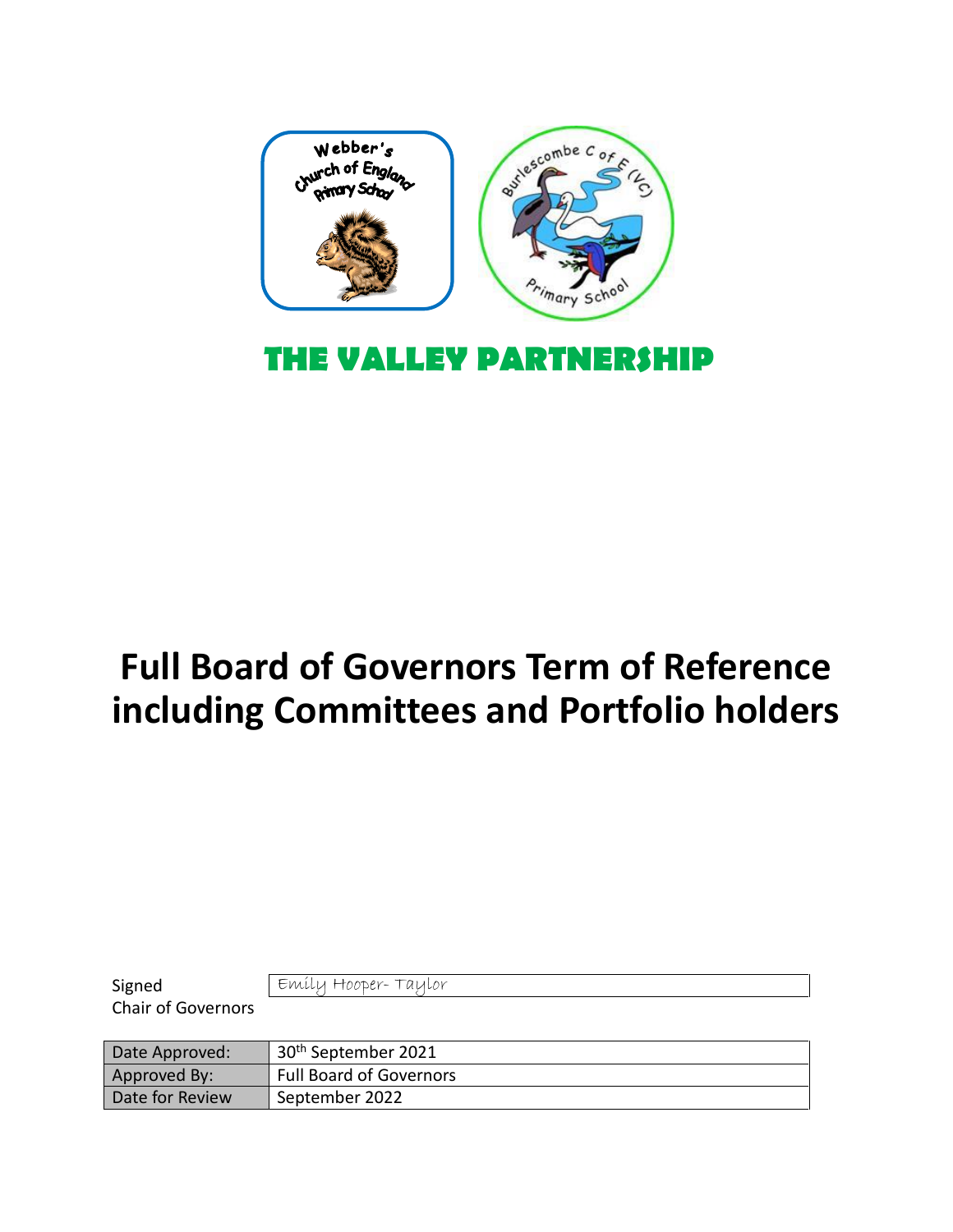# THE VALLEY PARTNERSHIP

# Full Board of Governors Term of Reference including Committees and Portfolio holders

| Signed Chair of Governors | Emily Hooper- Taylor |
|---|---|

| Date Approved: | 30th September 2021 |
|---|---|
| Approved By: | Full Board of Governors |
| Date for Review | September 2022 |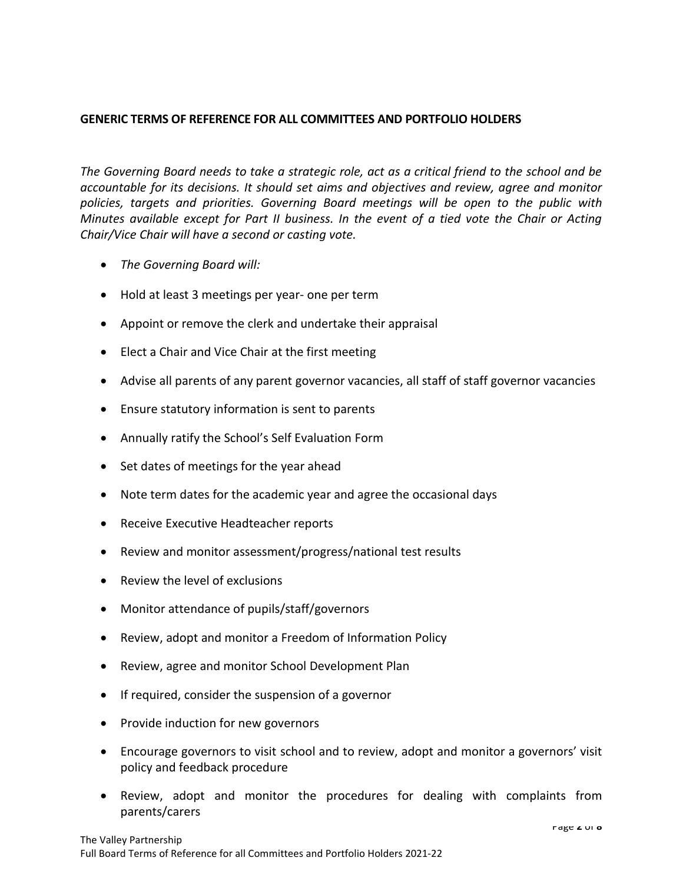**GENERIC TERMS OF REFERENCE FOR ALL COMMITTEES AND PORTFOLIO HOLDERS**

*The Governing Board needs to take a strategic role, act as a critical friend to the school and be accountable for its decisions. It should set aims and objectives and review, agree and monitor policies, targets and priorities. Governing Board meetings will be open to the public with Minutes available except for Part II business. In the event of a tied vote the Chair or Acting Chair/Vice Chair will have a second or casting vote.*

- *The Governing Board will:*
- Hold at least 3 meetings per year- one per term
- Appoint or remove the clerk and undertake their appraisal
- Elect a Chair and Vice Chair at the first meeting
- Advise all parents of any parent governor vacancies, all staff of staff governor vacancies
- Ensure statutory information is sent to parents
- Annually ratify the School's Self Evaluation Form
- Set dates of meetings for the year ahead
- Note term dates for the academic year and agree the occasional days
- Receive Executive Headteacher reports
- Review and monitor assessment/progress/national test results
- Review the level of exclusions
- Monitor attendance of pupils/staff/governors
- Review, adopt and monitor a Freedom of Information Policy
- Review, agree and monitor School Development Plan
- If required, consider the suspension of a governor
- Provide induction for new governors
- Encourage governors to visit school and to review, adopt and monitor a governors' visit policy and feedback procedure
- Review, adopt and monitor the procedures for dealing with complaints from parents/carers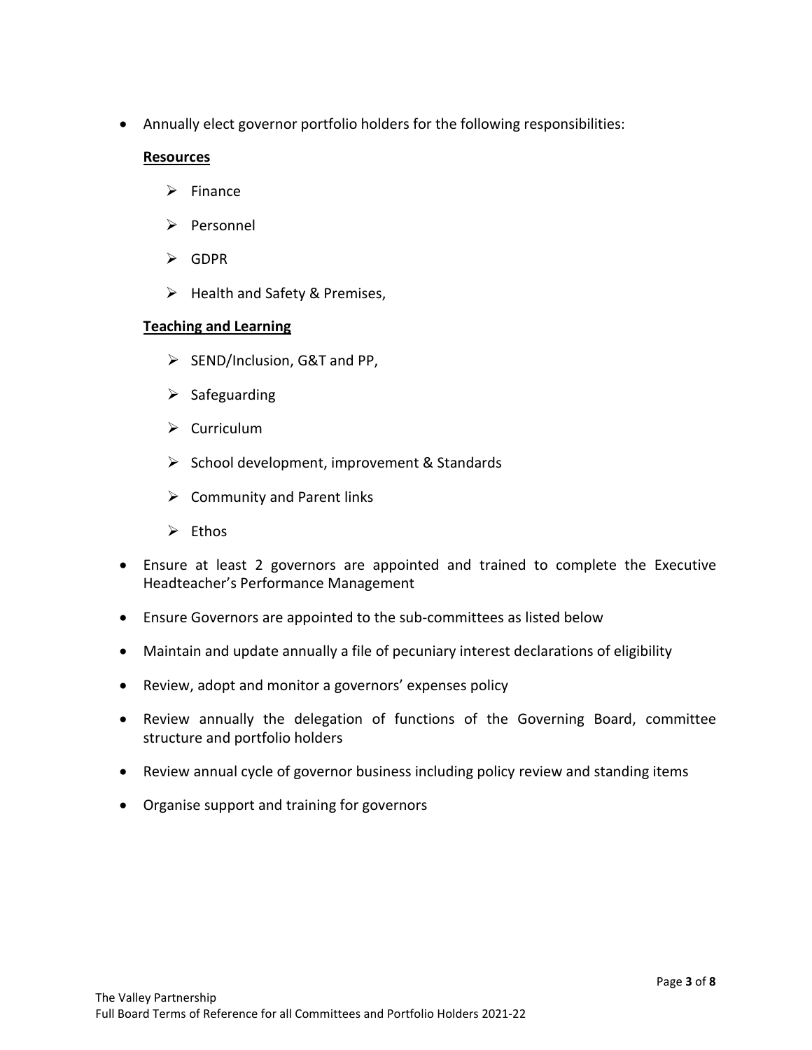- Annually elect governor portfolio holders for the following responsibilities:

  **Resources**

  - Finance
  - Personnel
  - GDPR
  - Health and Safety & Premises,

  **Teaching and Learning**

  - SEND/Inclusion, G&T and PP,
  - Safeguarding
  - Curriculum
  - School development, improvement & Standards
  - Community and Parent links
  - Ethos

- Ensure at least 2 governors are appointed and trained to complete the Executive Headteacher's Performance Management
- Ensure Governors are appointed to the sub-committees as listed below
- Maintain and update annually a file of pecuniary interest declarations of eligibility
- Review, adopt and monitor a governors' expenses policy
- Review annually the delegation of functions of the Governing Board, committee structure and portfolio holders
- Review annual cycle of governor business including policy review and standing items
- Organise support and training for governors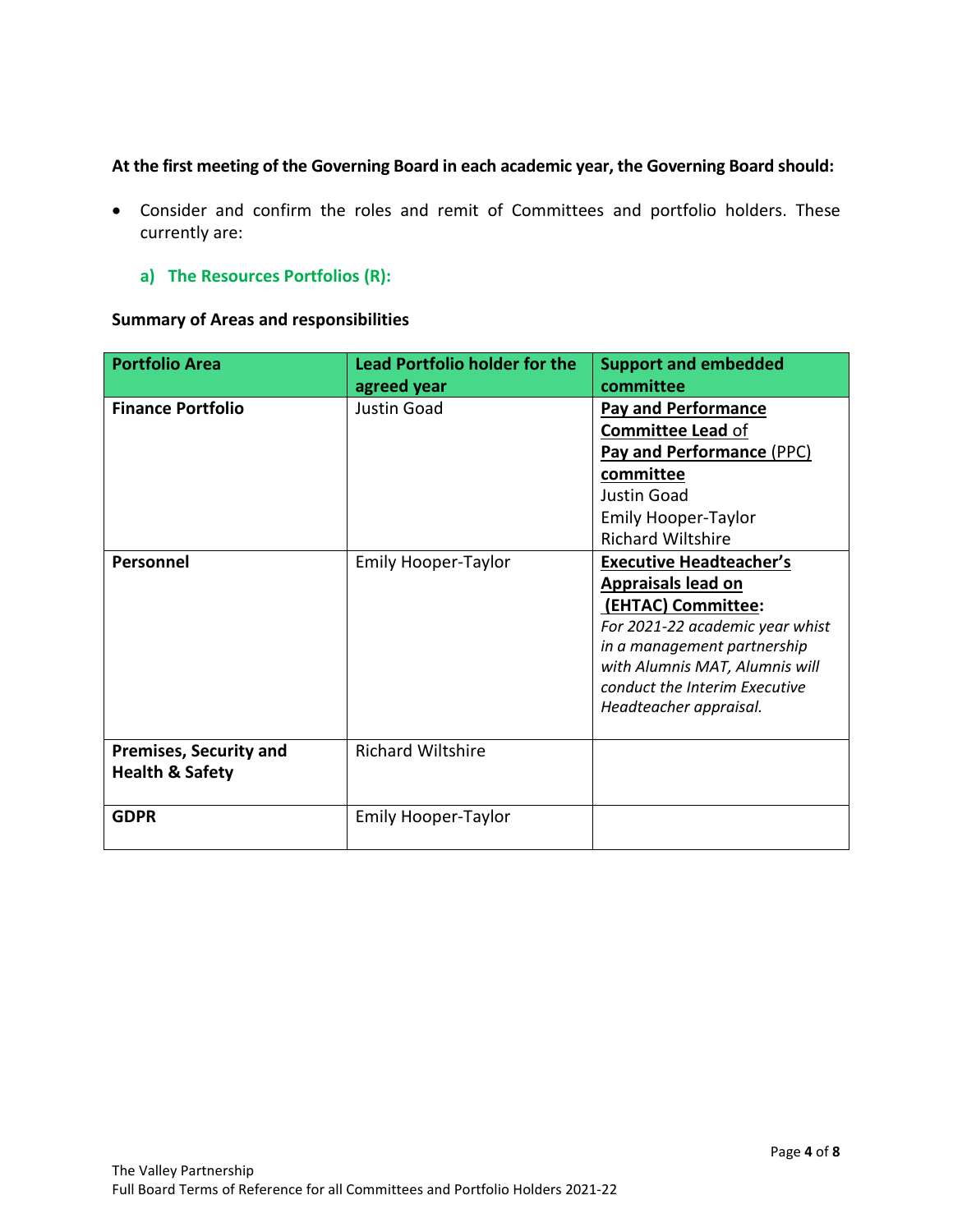**At the first meeting of the Governing Board in each academic year, the Governing Board should:**

- Consider and confirm the roles and remit of Committees and portfolio holders. These currently are:

### a) The Resources Portfolios (R):

**Summary of Areas and responsibilities**

| Portfolio Area | Lead Portfolio holder for the agreed year | Support and embedded committee |
|---|---|---|
| **Finance Portfolio** | Justin Goad | **Pay and Performance Committee Lead** of **Pay and Performance** (PPC) **committee**<br>Justin Goad<br>Emily Hooper-Taylor<br>Richard Wiltshire |
| **Personnel** | Emily Hooper-Taylor | **Executive Headteacher's Appraisals lead on (EHTAC) Committee:**<br>*For 2021-22 academic year whist in a management partnership with Alumnis MAT, Alumnis will conduct the Interim Executive Headteacher appraisal.* |
| **Premises, Security and Health & Safety** | Richard Wiltshire | |
| **GDPR** | Emily Hooper-Taylor | |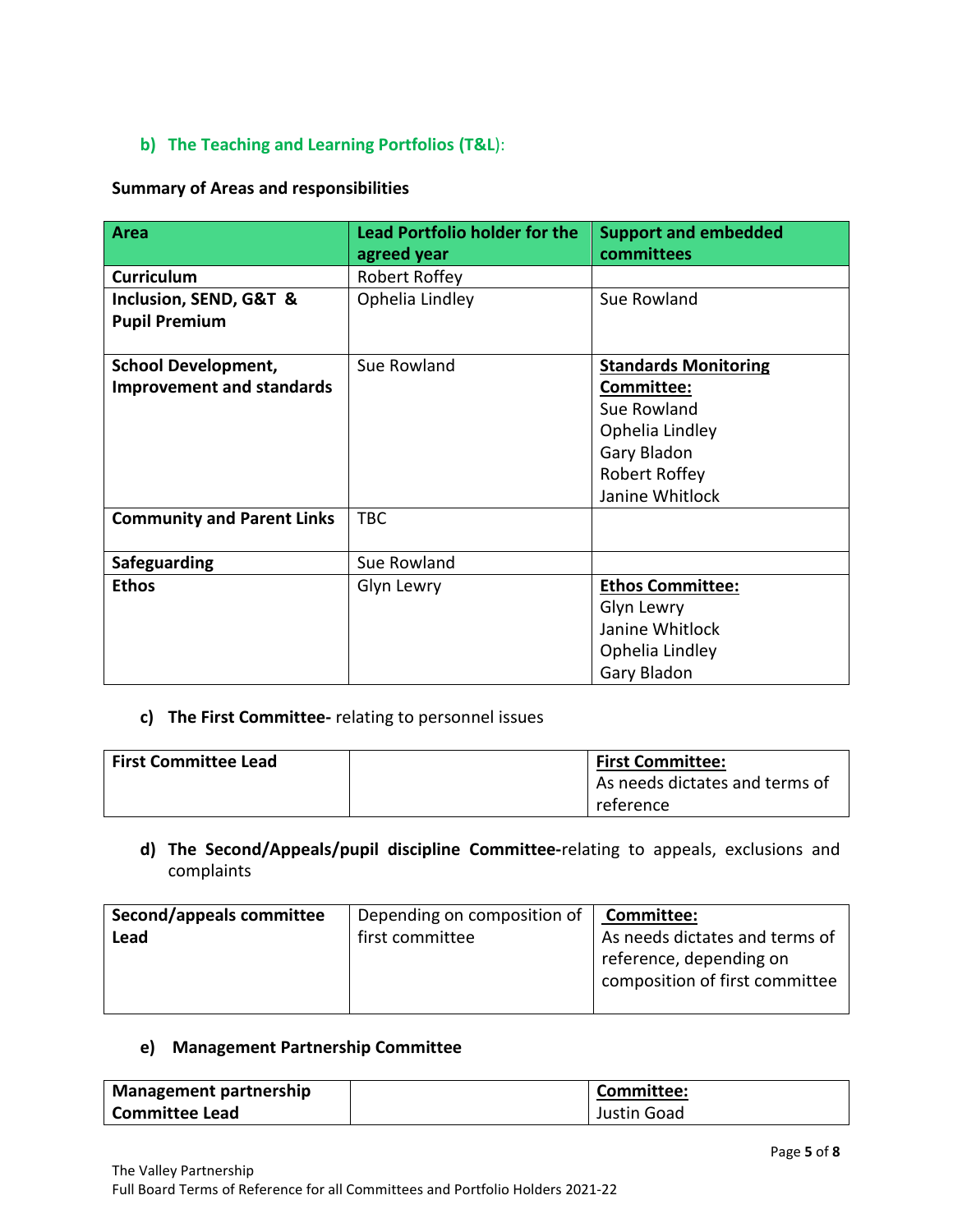### b) The Teaching and Learning Portfolios (T&L):

**Summary of Areas and responsibilities**

| Area | Lead Portfolio holder for the agreed year | Support and embedded committees |
|---|---|---|
| **Curriculum** | Robert Roffey | |
| **Inclusion, SEND, G&T & Pupil Premium** | Ophelia Lindley | Sue Rowland |
| **School Development, Improvement and standards** | Sue Rowland | **Standards Monitoring Committee:**<br>Sue Rowland<br>Ophelia Lindley<br>Gary Bladon<br>Robert Roffey<br>Janine Whitlock |
| **Community and Parent Links** | TBC | |
| **Safeguarding** | Sue Rowland | |
| **Ethos** | Glyn Lewry | **Ethos Committee:**<br>Glyn Lewry<br>Janine Whitlock<br>Ophelia Lindley<br>Gary Bladon |

### c) The First Committee- relating to personnel issues

| First Committee Lead | | First Committee:<br>As needs dictates and terms of reference |
|---|---|---|

### d) The Second/Appeals/pupil discipline Committee-relating to appeals, exclusions and complaints

| Second/appeals committee Lead | Depending on composition of first committee | Committee:<br>As needs dictates and terms of reference, depending on composition of first committee |
|---|---|---|

### e) Management Partnership Committee

| Management partnership Committee Lead | | Committee:<br>Justin Goad |
|---|---|---|

The Valley Partnership
Full Board Terms of Reference for all Committees and Portfolio Holders 2021-22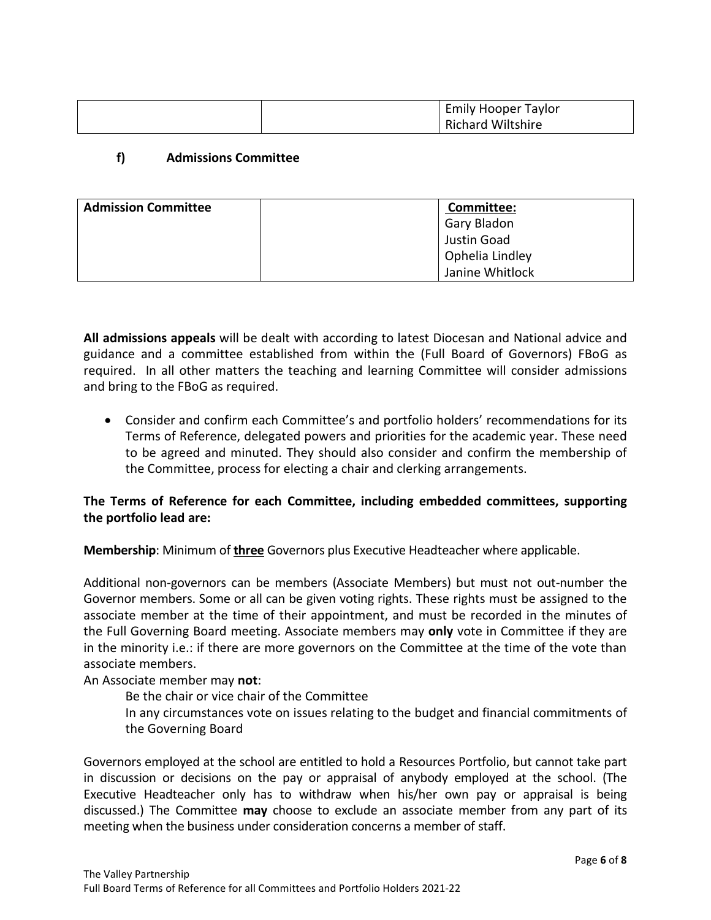| | | Emily Hooper Taylor<br>Richard Wiltshire |
|---|---|---|

### f) Admissions Committee

| Admission Committee | | **Committee:**<br>Gary Bladon<br>Justin Goad<br>Ophelia Lindley<br>Janine Whitlock |
|---|---|---|

**All admissions appeals** will be dealt with according to latest Diocesan and National advice and guidance and a committee established from within the (Full Board of Governors) FBoG as required. In all other matters the teaching and learning Committee will consider admissions and bring to the FBoG as required.

- Consider and confirm each Committee's and portfolio holders' recommendations for its Terms of Reference, delegated powers and priorities for the academic year. These need to be agreed and minuted. They should also consider and confirm the membership of the Committee, process for electing a chair and clerking arrangements.

**The Terms of Reference for each Committee, including embedded committees, supporting the portfolio lead are:**

**Membership**: Minimum of **three** Governors plus Executive Headteacher where applicable.

Additional non-governors can be members (Associate Members) but must not out-number the Governor members. Some or all can be given voting rights. These rights must be assigned to the associate member at the time of their appointment, and must be recorded in the minutes of the Full Governing Board meeting. Associate members may **only** vote in Committee if they are in the minority i.e.: if there are more governors on the Committee at the time of the vote than associate members.

An Associate member may **not**:

Be the chair or vice chair of the Committee

In any circumstances vote on issues relating to the budget and financial commitments of the Governing Board

Governors employed at the school are entitled to hold a Resources Portfolio, but cannot take part in discussion or decisions on the pay or appraisal of anybody employed at the school. (The Executive Headteacher only has to withdraw when his/her own pay or appraisal is being discussed.) The Committee **may** choose to exclude an associate member from any part of its meeting when the business under consideration concerns a member of staff.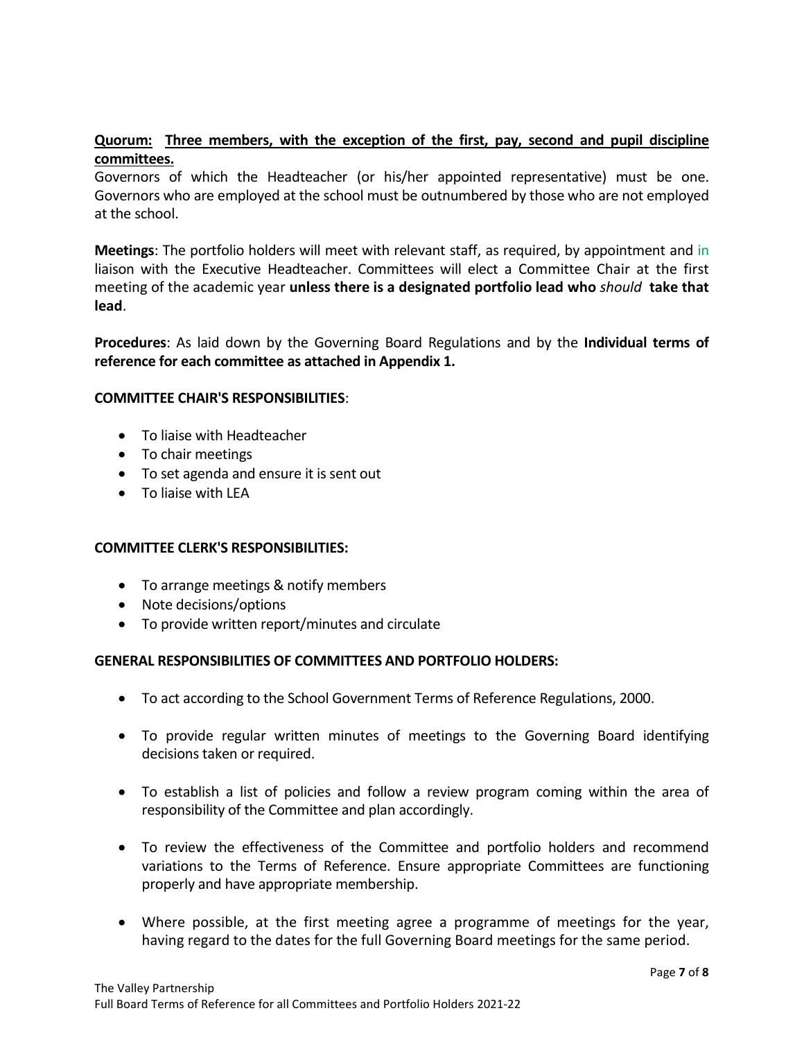**Quorum:** **Three members, with the exception of the first, pay, second and pupil discipline committees.**

Governors of which the Headteacher (or his/her appointed representative) must be one. Governors who are employed at the school must be outnumbered by those who are not employed at the school.

**Meetings**: The portfolio holders will meet with relevant staff, as required, by appointment and in liaison with the Executive Headteacher. Committees will elect a Committee Chair at the first meeting of the academic year **unless there is a designated portfolio lead who** ***should*** **take that lead**.

**Procedures**: As laid down by the Governing Board Regulations and by the **Individual terms of reference for each committee as attached in Appendix 1.**

**COMMITTEE CHAIR'S RESPONSIBILITIES**:

- To liaise with Headteacher
- To chair meetings
- To set agenda and ensure it is sent out
- To liaise with LEA

**COMMITTEE CLERK'S RESPONSIBILITIES:**

- To arrange meetings & notify members
- Note decisions/options
- To provide written report/minutes and circulate

**GENERAL RESPONSIBILITIES OF COMMITTEES AND PORTFOLIO HOLDERS:**

- To act according to the School Government Terms of Reference Regulations, 2000.
- To provide regular written minutes of meetings to the Governing Board identifying decisions taken or required.
- To establish a list of policies and follow a review program coming within the area of responsibility of the Committee and plan accordingly.
- To review the effectiveness of the Committee and portfolio holders and recommend variations to the Terms of Reference. Ensure appropriate Committees are functioning properly and have appropriate membership.
- Where possible, at the first meeting agree a programme of meetings for the year, having regard to the dates for the full Governing Board meetings for the same period.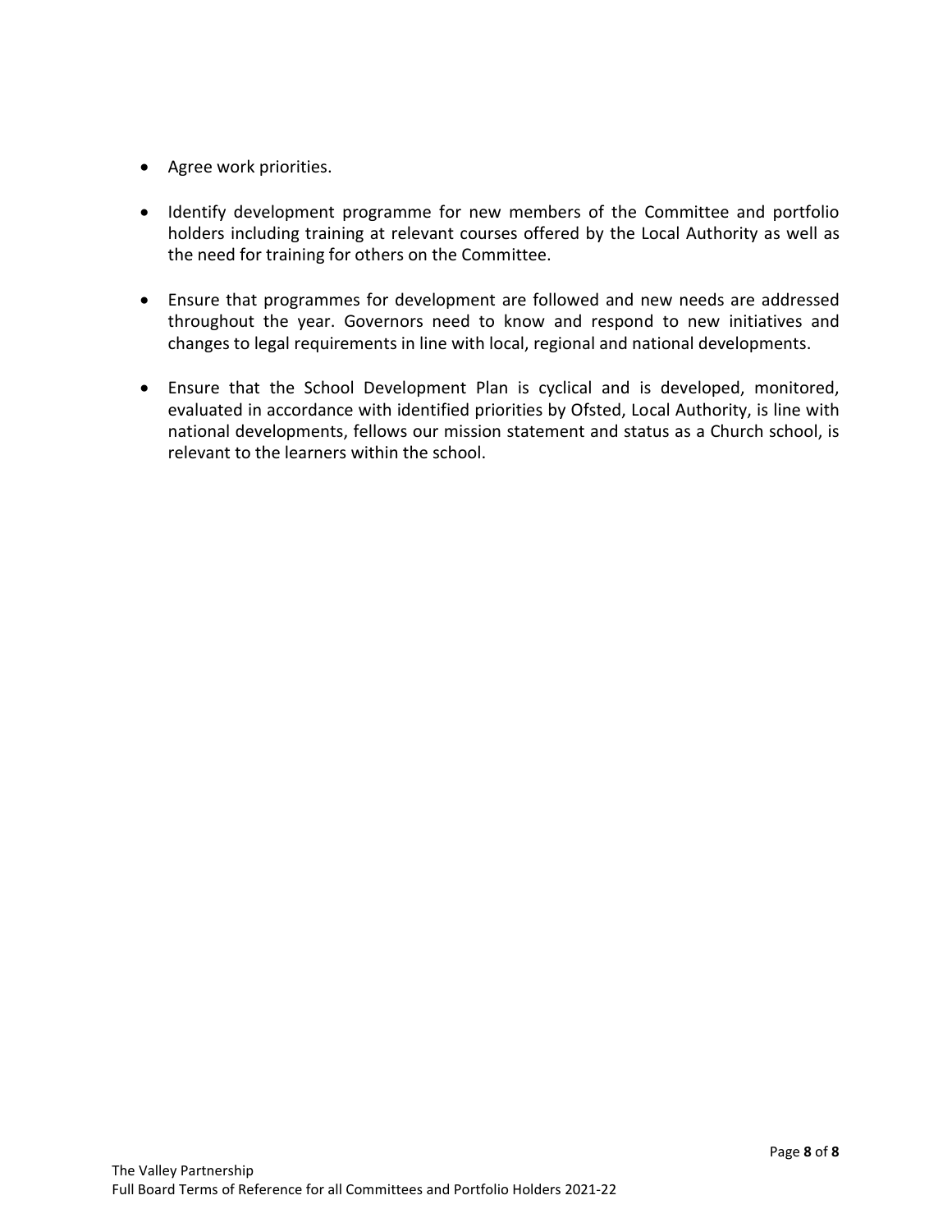- Agree work priorities.
- Identify development programme for new members of the Committee and portfolio holders including training at relevant courses offered by the Local Authority as well as the need for training for others on the Committee.
- Ensure that programmes for development are followed and new needs are addressed throughout the year. Governors need to know and respond to new initiatives and changes to legal requirements in line with local, regional and national developments.
- Ensure that the School Development Plan is cyclical and is developed, monitored, evaluated in accordance with identified priorities by Ofsted, Local Authority, is line with national developments, fellows our mission statement and status as a Church school, is relevant to the learners within the school.